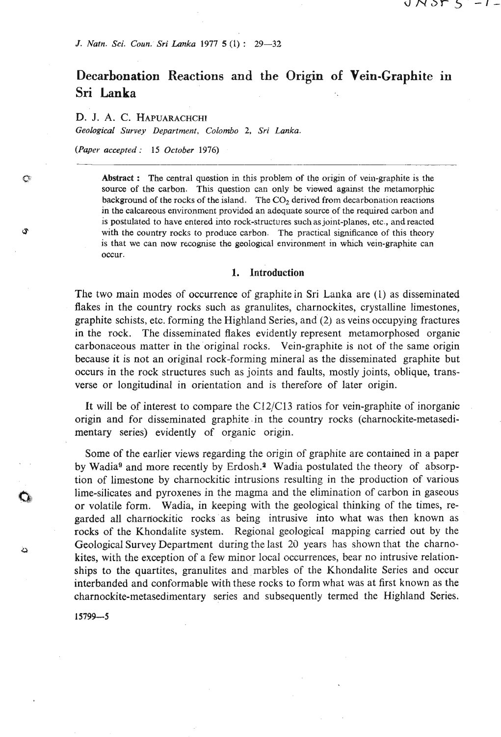# Decarbonation Reactions and the Origin of Vein-Graphite in Sri Lanka

D. J. A. C. HAPUARACHCHI

*Geological Survey Department, Colombo 2, Sri Lanka.*

*(Paper accepted: 15 October 1976)*

**Abstract:** The central question in this problem of the origin of vein-graphite is the source of the carbon. This question can only be viewed against the metamorphic background of the rocks of the island. The $CO_2$ derived from decarbonation reactions in the calcareous environment provided an adequate source of the required carbon and is postulated to have entered into rock-structures such as joint-planes, etc., and reacted with the country rocks to produce carbon. The practical significance of this theory is that we can now recognise the geological environment in which vein-graphite can occur.

## 1. Introduction

The two main modes of occurrence of graphite in Sri Lanka are (1) as disseminated flakes in the country rocks such as granulites, charnockites, crystalline limestones, graphite schists, etc. forming the Highland Series, and (2) as veins occupying fractures in the rock. The disseminated flakes evidently represent metamorphosed organic carbonaceous matter in the original rocks. Vein-graphite is not of the same origin because it is not an original rock-forming mineral as the disseminated graphite but occurs in the rock structures such as joints and faults, mostly joints, oblique, transverse or longitudinal in orientation and is therefore of later origin.

It will be of interest to compare the C12/C13 ratios for vein-graphite of inorganic origin and for disseminated graphite in the country rocks (charnockite-metasedimentary series) evidently of organic origin.

Some of the earlier views regarding the origin of graphite are contained in a paper by Wadia[9] and more recently by Erdosh.[2] Wadia postulated the theory of absorption of limestone by charnockitic intrusions resulting in the production of various lime-silicates and pyroxenes in the magma and the elimination of carbon in gaseous or volatile form. Wadia, in keeping with the geological thinking of the times, regarded all charnockitic rocks as being intrusive into what was then known as rocks of the Khondalite system. Regional geological mapping carried out by the Geological Survey Department during the last 20 years has shown that the charnokites, with the exception of a few minor local occurrences, bear no intrusive relationships to the quartites, granulites and marbles of the Khondalite Series and occur interbanded and conformable with these rocks to form what was at first known as the charnockite-metasedimentary series and subsequently termed the Highland Series.

15799—5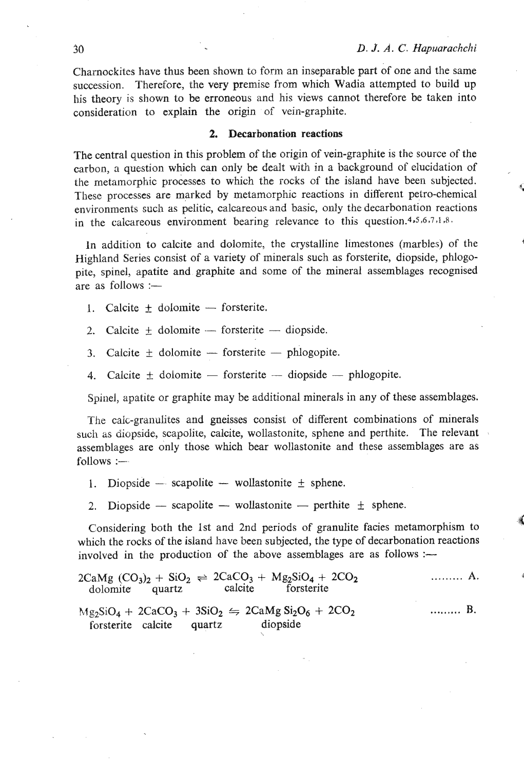Charnockites have thus been shown to form an inseparable part of one and the same succession. Therefore, the very premise from which Wadia attempted to build up his theory is shown to be erroneous and his views cannot therefore be taken into consideration to explain the origin of vein-graphite.

## 2. Decarbonation reactions

The central question in this problem of the origin of vein-graphite is the source of the carbon, a question which can only be dealt with in a background of elucidation of the metamorphic processes to which the rocks of the island have been subjected. These processes are marked by metamorphic reactions in different petro-chemical environments such as pelitic, calcareous and basic, only the decarbonation reactions in the calcareous environment bearing relevance to this question.[4,5,6,7,1,8]

In addition to calcite and dolomite, the crystalline limestones (marbles) of the Highland Series consist of a variety of minerals such as forsterite, diopside, phlogopite, spinel, apatite and graphite and some of the mineral assemblages recognised are as follows :—

1. Calcite ± dolomite — forsterite.
2. Calcite ± dolomite — forsterite — diopside.
3. Calcite ± dolomite — forsterite — phlogopite.
4. Calcite ± dolomite — forsterite — diopside — phlogopite.

Spinel, apatite or graphite may be additional minerals in any of these assemblages.

The calc-granulites and gneisses consist of different combinations of minerals such as diopside, scapolite, calcite, wollastonite, sphene and perthite. The relevant assemblages are only those which bear wollastonite and these assemblages are as follows :—

1. Diopside — scapolite — wollastonite ± sphene.
2. Diopside — scapolite — wollastonite — perthite ± sphene.

Considering both the 1st and 2nd periods of granulite facies metamorphism to which the rocks of the island have been subjected, the type of decarbonation reactions involved in the production of the above assemblages are as follows :—

$$\underset{\text{dolomite}}{2CaMg(CO_3)_2} + \underset{\text{quartz}}{SiO_2} \rightleftharpoons \underset{\text{calcite}}{2CaCO_3} + \underset{\text{forsterite}}{Mg_2SiO_4} + 2CO_2 \quad \text{......... A.}$$

$$\underset{\text{forsterite}}{Mg_2SiO_4} + \underset{\text{calcite}}{2CaCO_3} + \underset{\text{quartz}}{3SiO_2} \rightleftharpoons \underset{\text{diopside}}{2CaMgSi_2O_6} + 2CO_2 \quad \text{......... B.}$$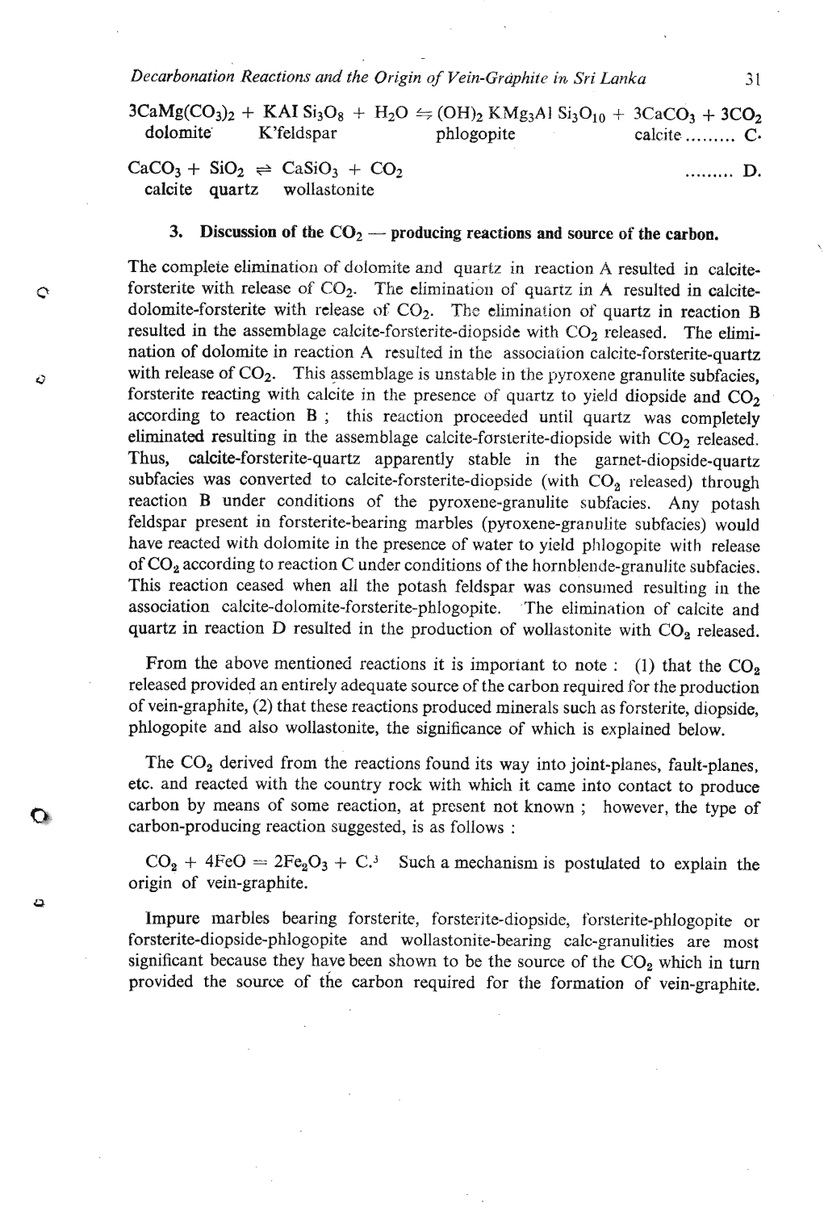$$3CaMg(CO_3)_2 + KAl\,Si_3O_8 + H_2O \leftrightharpoons (OH)_2\,KMg_3Al\,Si_3O_{10} + 3CaCO_3 + 3CO_2 \quad \text{......... C.}$$
dolomite K'feldspar phlogopite calcite

$$CaCO_3 + SiO_2 \rightleftharpoons CaSiO_3 + CO_2 \quad \text{......... D.}$$
calcite quartz wollastonite

### 3. Discussion of the $CO_2$ — producing reactions and source of the carbon.

The complete elimination of dolomite and quartz in reaction A resulted in calcite-forsterite with release of $CO_2$. The elimination of quartz in A resulted in calcite-dolomite-forsterite with release of $CO_2$. The elimination of quartz in reaction B resulted in the assemblage calcite-forsterite-diopside with $CO_2$ released. The elimination of dolomite in reaction A resulted in the association calcite-forsterite-quartz with release of $CO_2$. This assemblage is unstable in the pyroxene granulite subfacies, forsterite reacting with calcite in the presence of quartz to yield diopside and $CO_2$ according to reaction B ; this reaction proceeded until quartz was completely eliminated resulting in the assemblage calcite-forsterite-diopside with $CO_2$ released. Thus, calcite-forsterite-quartz apparently stable in the garnet-diopside-quartz subfacies was converted to calcite-forsterite-diopside (with $CO_2$ released) through reaction B under conditions of the pyroxene-granulite subfacies. Any potash feldspar present in forsterite-bearing marbles (pyroxene-granulite subfacies) would have reacted with dolomite in the presence of water to yield phlogopite with release of $CO_2$ according to reaction C under conditions of the hornblende-granulite subfacies. This reaction ceased when all the potash feldspar was consumed resulting in the association calcite-dolomite-forsterite-phlogopite. The elimination of calcite and quartz in reaction D resulted in the production of wollastonite with $CO_2$ released.

From the above mentioned reactions it is important to note : (1) that the $CO_2$ released provided an entirely adequate source of the carbon required for the production of vein-graphite, (2) that these reactions produced minerals such as forsterite, diopside, phlogopite and also wollastonite, the significance of which is explained below.

The $CO_2$ derived from the reactions found its way into joint-planes, fault-planes, etc. and reacted with the country rock with which it came into contact to produce carbon by means of some reaction, at present not known ; however, the type of carbon-producing reaction suggested, is as follows :

$CO_2 + 4FeO = 2Fe_2O_3 + C.$[3] Such a mechanism is postulated to explain the origin of vein-graphite.

Impure marbles bearing forsterite, forsterite-diopside, forsterite-phlogopite or forsterite-diopside-phlogopite and wollastonite-bearing calc-granulities are most significant because they have been shown to be the source of the $CO_2$ which in turn provided the source of the carbon required for the formation of vein-graphite.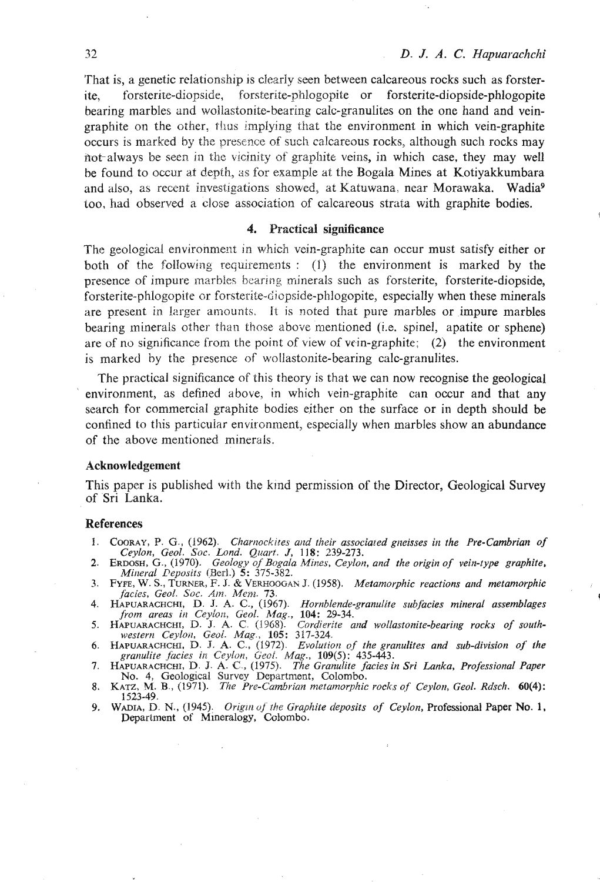That is, a genetic relationship is clearly seen between calcareous rocks such as forsterite, forsterite-diopside, forsterite-phlogopite or forsterite-diopside-phlogopite bearing marbles and wollastonite-bearing calc-granulites on the one hand and vein-graphite on the other, thus implying that the environment in which vein-graphite occurs is marked by the presence of such calcareous rocks, although such rocks may not always be seen in the vicinity of graphite veins, in which case, they may well be found to occur at depth, as for example at the Bogala Mines at Kotiyakkumbara and also, as recent investigations showed, at Katuwana, near Morawaka. Wadia[9] too, had observed a close association of calcareous strata with graphite bodies.

## 4. Practical significance

The geological environment in which vein-graphite can occur must satisfy either or both of the following requirements : (1) the environment is marked by the presence of impure marbles bearing minerals such as forsterite, forsterite-diopside, forsterite-phlogopite or forsterite-diopside-phlogopite, especially when these minerals are present in larger amounts. It is noted that pure marbles or impure marbles bearing minerals other than those above mentioned (i.e. spinel, apatite or sphene) are of no significance from the point of view of vein-graphite; (2) the environment is marked by the presence of wollastonite-bearing calc-granulites.

The practical significance of this theory is that we can now recognise the geological environment, as defined above, in which vein-graphite can occur and that any search for commercial graphite bodies either on the surface or in depth should be confined to this particular environment, especially when marbles show an abundance of the above mentioned minerals.

### Acknowledgement

This paper is published with the kind permission of the Director, Geological Survey of Sri Lanka.

### References

1. COORAY, P. G., (1962). *Charnockites and their associated gneisses in the Pre-Cambrian of Ceylon, Geol. Soc. Lond. Quart. J,* **118**: 239-273.
2. ERDOSH, G., (1970). *Geology of Bogala Mines, Ceylon, and the origin of vein-type graphite, Mineral Deposits* (Berl.) **5**: 375-382.
3. FYFE, W. S., TURNER, F. J. & VERHOOGAN J. (1958). *Metamorphic reactions and metamorphic facies, Geol. Soc. Am. Mem.* 73.
4. HAPUARACHCHI, D. J. A. C., (1967). *Hornblende-granulite subfacies mineral assemblages from areas in Ceylon, Geol. Mag.,* **104**: 29-34.
5. HAPUARACHCHI, D. J. A. C. (1968). *Cordierite and wollastonite-bearing rocks of south-western Ceylon, Geol. Mag.,* **105**: 317-324.
6. HAPUARACHCHI, D. J. A. C., (1972). *Evolution of the granulites and sub-division of the granulite facies in Ceylon, Geol. Mag.,* **109(5)**: 435-443.
7. HAPUARACHCHI, D. J. A. C., (1975). *The Granulite facies in Sri Lanka, Professional Paper* No. 4, Geological Survey Department, Colombo.
8. KATZ, M. B., (1971). *The Pre-Cambrian metamorphic rocks of Ceylon, Geol. Rdsch.* **60(4)**: 1523-49.
9. WADIA, D. N., (1945). *Origin of the Graphite deposits of Ceylon,* **Professional Paper No. 1**, Department of Mineralogy, Colombo.